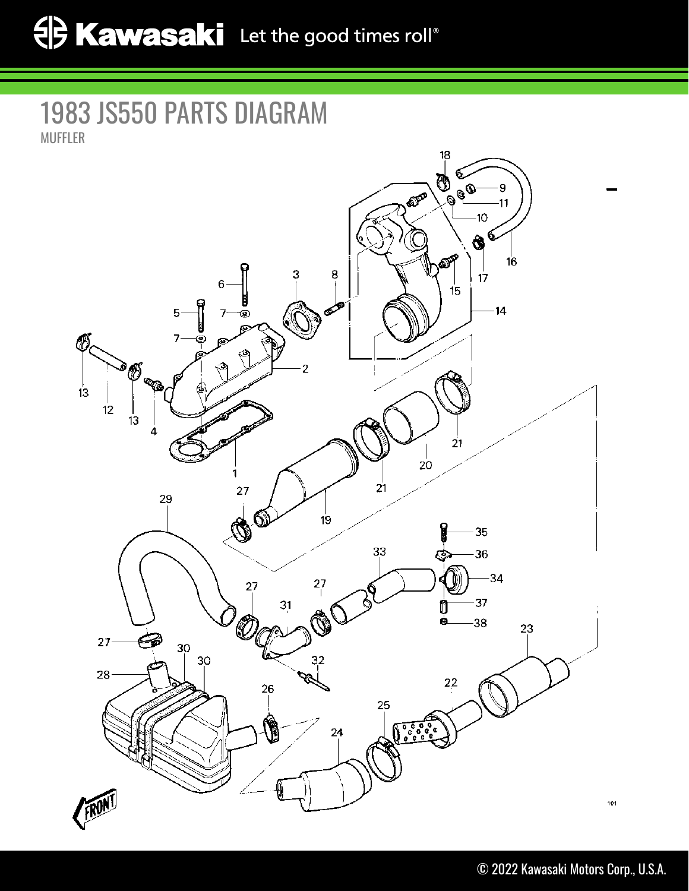# 1983 JS550 PARTS DIAGRAM

MUFFLER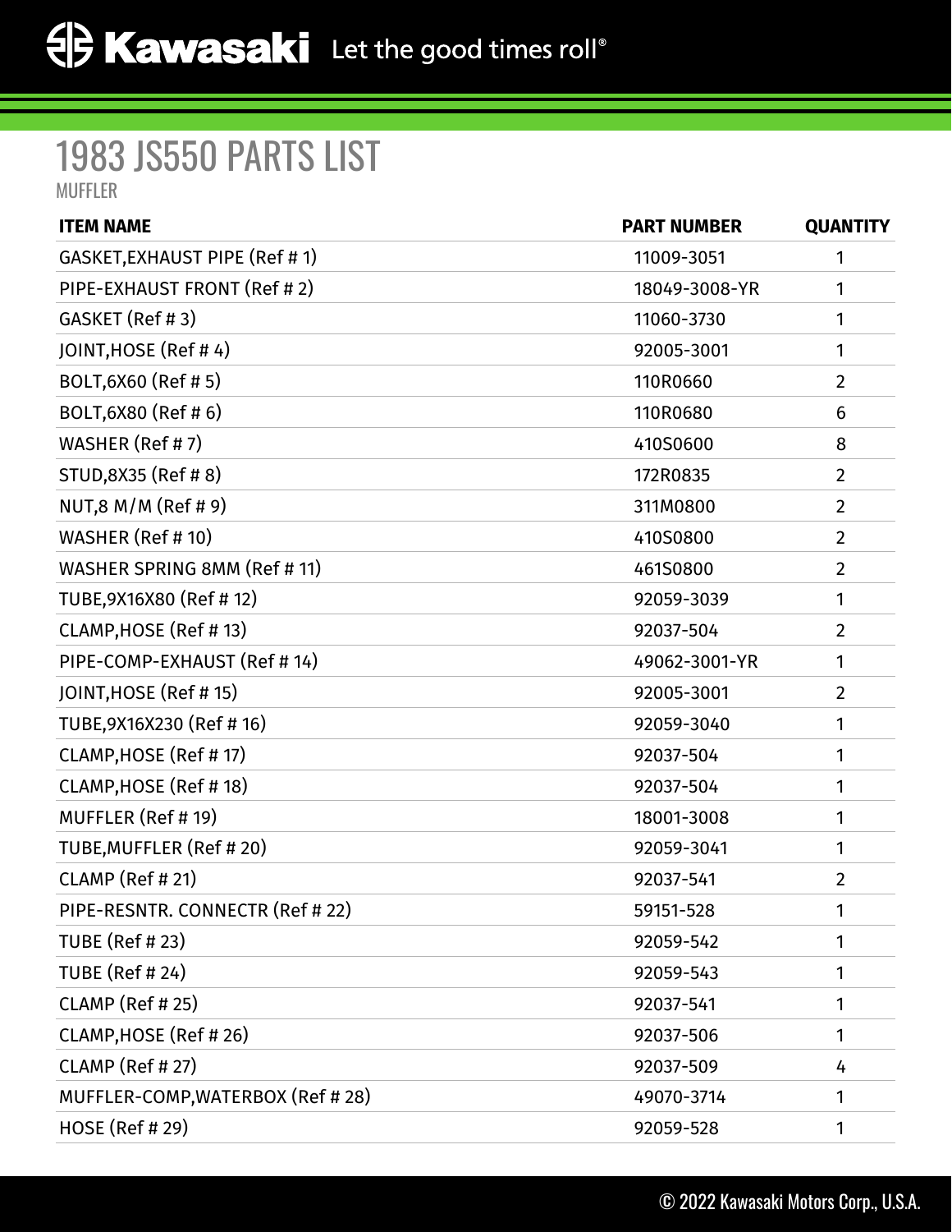# 1983 JS550 PARTS LIST

MUFFLER

| ITEM NAME | PART NUMBER | QUANTITY |
|---|---|---|
| GASKET,EXHAUST PIPE (Ref # 1) | 11009-3051 | 1 |
| PIPE-EXHAUST FRONT (Ref # 2) | 18049-3008-YR | 1 |
| GASKET (Ref # 3) | 11060-3730 | 1 |
| JOINT,HOSE (Ref # 4) | 92005-3001 | 1 |
| BOLT,6X60 (Ref # 5) | 110R0660 | 2 |
| BOLT,6X80 (Ref # 6) | 110R0680 | 6 |
| WASHER (Ref # 7) | 410S0600 | 8 |
| STUD,8X35 (Ref # 8) | 172R0835 | 2 |
| NUT,8 M/M (Ref # 9) | 311M0800 | 2 |
| WASHER (Ref # 10) | 410S0800 | 2 |
| WASHER SPRING 8MM (Ref # 11) | 461S0800 | 2 |
| TUBE,9X16X80 (Ref # 12) | 92059-3039 | 1 |
| CLAMP,HOSE (Ref # 13) | 92037-504 | 2 |
| PIPE-COMP-EXHAUST (Ref # 14) | 49062-3001-YR | 1 |
| JOINT,HOSE (Ref # 15) | 92005-3001 | 2 |
| TUBE,9X16X230 (Ref # 16) | 92059-3040 | 1 |
| CLAMP,HOSE (Ref # 17) | 92037-504 | 1 |
| CLAMP,HOSE (Ref # 18) | 92037-504 | 1 |
| MUFFLER (Ref # 19) | 18001-3008 | 1 |
| TUBE,MUFFLER (Ref # 20) | 92059-3041 | 1 |
| CLAMP (Ref # 21) | 92037-541 | 2 |
| PIPE-RESNTR. CONNECTR (Ref # 22) | 59151-528 | 1 |
| TUBE (Ref # 23) | 92059-542 | 1 |
| TUBE (Ref # 24) | 92059-543 | 1 |
| CLAMP (Ref # 25) | 92037-541 | 1 |
| CLAMP,HOSE (Ref # 26) | 92037-506 | 1 |
| CLAMP (Ref # 27) | 92037-509 | 4 |
| MUFFLER-COMP,WATERBOX (Ref # 28) | 49070-3714 | 1 |
| HOSE (Ref # 29) | 92059-528 | 1 |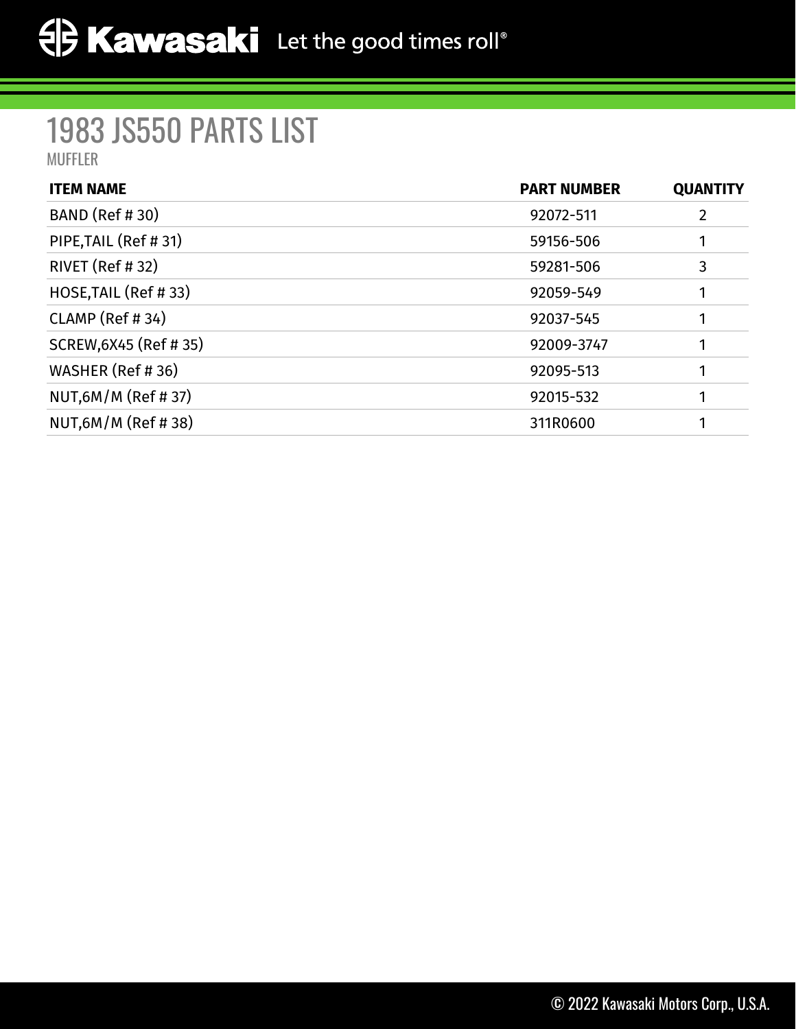# 1983 JS550 PARTS LIST

MUFFLER

| ITEM NAME | PART NUMBER | QUANTITY |
| --- | --- | --- |
| BAND (Ref # 30) | 92072-511 | 2 |
| PIPE,TAIL (Ref # 31) | 59156-506 | 1 |
| RIVET (Ref # 32) | 59281-506 | 3 |
| HOSE,TAIL (Ref # 33) | 92059-549 | 1 |
| CLAMP (Ref # 34) | 92037-545 | 1 |
| SCREW,6X45 (Ref # 35) | 92009-3747 | 1 |
| WASHER (Ref # 36) | 92095-513 | 1 |
| NUT,6M/M (Ref # 37) | 92015-532 | 1 |
| NUT,6M/M (Ref # 38) | 311R0600 | 1 |